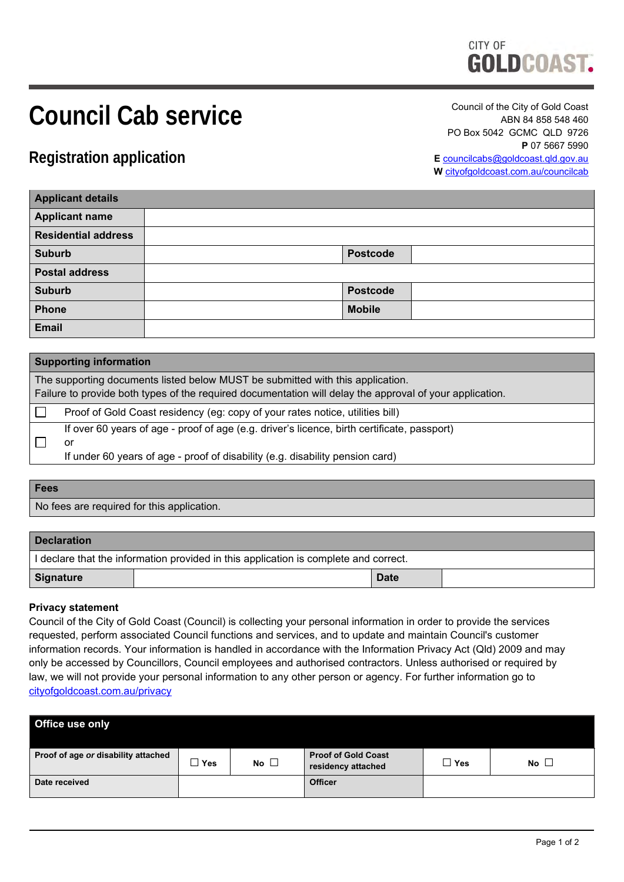CITY OF GOLDCOAST.

# Council Cab service

## Registration application

Council of the City of Gold Coast
ABN 84 858 548 460
PO Box 5042 GCMC QLD 9726
**P** 07 5667 5990
**E** councilcabs@goldcoast.qld.gov.au
**W** cityofgoldcoast.com.au/councilcab

| **Applicant details** | | | |
|---|---|---|---|
| **Applicant name** | | | |
| **Residential address** | | | |
| **Suburb** | | **Postcode** | |
| **Postal address** | | | |
| **Suburb** | | **Postcode** | |
| **Phone** | | **Mobile** | |
| **Email** | | | |

| **Supporting information** | |
|---|---|
| The supporting documents listed below MUST be submitted with this application. Failure to provide both types of the required documentation will delay the approval of your application. | |
| ☐ | Proof of Gold Coast residency (eg: copy of your rates notice, utilities bill) |
| ☐ | If over 60 years of age - proof of age (e.g. driver's licence, birth certificate, passport) or If under 60 years of age - proof of disability (e.g. disability pension card) |

| **Fees** |
|---|
| No fees are required for this application. |

| **Declaration** | | | |
|---|---|---|---|
| I declare that the information provided in this application is complete and correct. | | | |
| **Signature** | | **Date** | |

**Privacy statement**

Council of the City of Gold Coast (Council) is collecting your personal information in order to provide the services requested, perform associated Council functions and services, and to update and maintain Council's customer information records. Your information is handled in accordance with the Information Privacy Act (Qld) 2009 and may only be accessed by Councillors, Council employees and authorised contractors. Unless authorised or required by law, we will not provide your personal information to any other person or agency. For further information go to cityofgoldcoast.com.au/privacy

| **Office use only** | | | | | |
|---|---|---|---|---|---|
| **Proof of age *or* disability attached** | ☐ **Yes** | **No** ☐ | **Proof of Gold Coast residency attached** | ☐ **Yes** | **No** ☐ |
| **Date received** | | | **Officer** | | |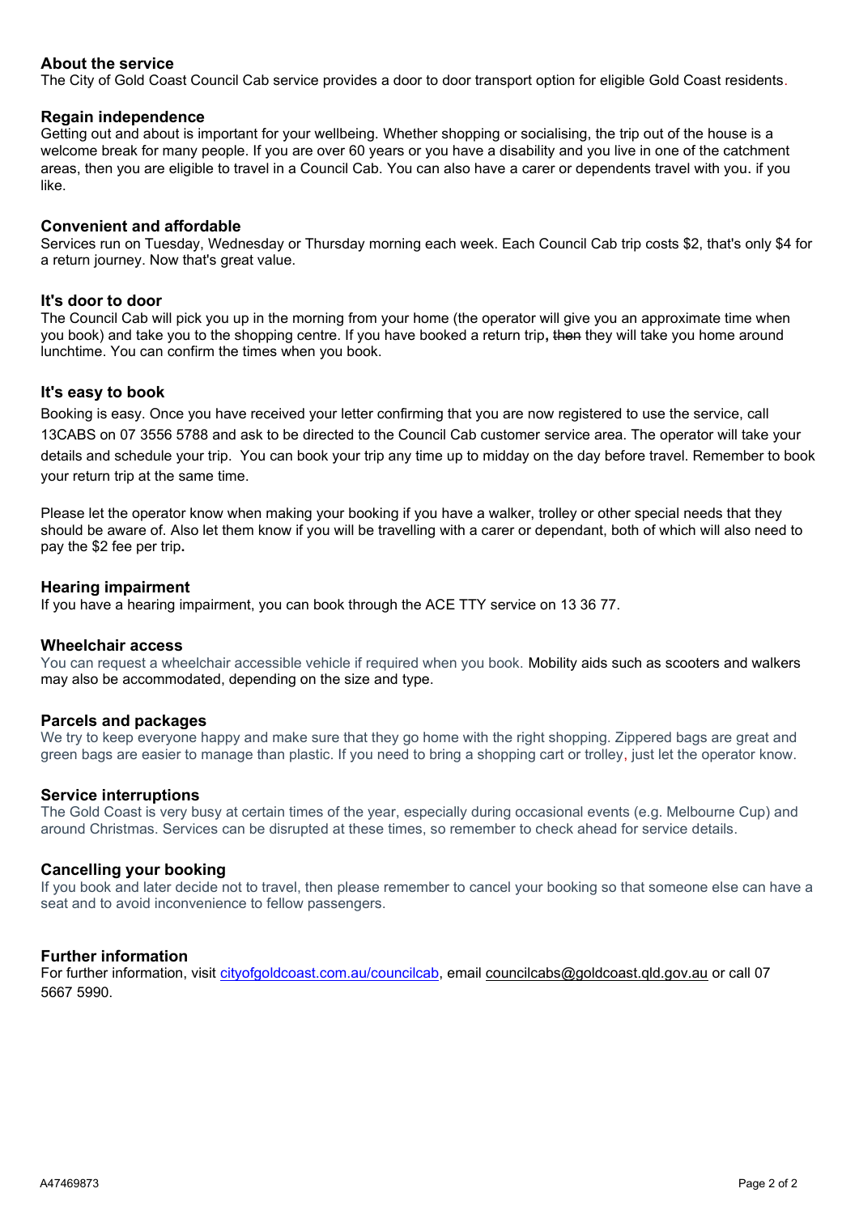## About the service

The City of Gold Coast Council Cab service provides a door to door transport option for eligible Gold Coast residents.

## Regain independence

Getting out and about is important for your wellbeing. Whether shopping or socialising, the trip out of the house is a welcome break for many people. If you are over 60 years or you have a disability and you live in one of the catchment areas, then you are eligible to travel in a Council Cab. You can also have a carer or dependents travel with you. if you like.

## Convenient and affordable

Services run on Tuesday, Wednesday or Thursday morning each week. Each Council Cab trip costs $2, that's only $4 for a return journey. Now that's great value.

## It's door to door

The Council Cab will pick you up in the morning from your home (the operator will give you an approximate time when you book) and take you to the shopping centre. If you have booked a return trip, ~~then~~ they will take you home around lunchtime. You can confirm the times when you book.

## It's easy to book

Booking is easy. Once you have received your letter confirming that you are now registered to use the service, call 13CABS on 07 3556 5788 and ask to be directed to the Council Cab customer service area. The operator will take your details and schedule your trip. You can book your trip any time up to midday on the day before travel. Remember to book your return trip at the same time.

Please let the operator know when making your booking if you have a walker, trolley or other special needs that they should be aware of. Also let them know if you will be travelling with a carer or dependant, both of which will also need to pay the $2 fee per trip.

## Hearing impairment

If you have a hearing impairment, you can book through the ACE TTY service on 13 36 77.

## Wheelchair access

You can request a wheelchair accessible vehicle if required when you book. Mobility aids such as scooters and walkers may also be accommodated, depending on the size and type.

## Parcels and packages

We try to keep everyone happy and make sure that they go home with the right shopping. Zippered bags are great and green bags are easier to manage than plastic. If you need to bring a shopping cart or trolley, just let the operator know.

## Service interruptions

The Gold Coast is very busy at certain times of the year, especially during occasional events (e.g. Melbourne Cup) and around Christmas. Services can be disrupted at these times, so remember to check ahead for service details.

## Cancelling your booking

If you book and later decide not to travel, then please remember to cancel your booking so that someone else can have a seat and to avoid inconvenience to fellow passengers.

## Further information

For further information, visit cityofgoldcoast.com.au/councilcab, email councilcabs@goldcoast.qld.gov.au or call 07 5667 5990.

A47469873